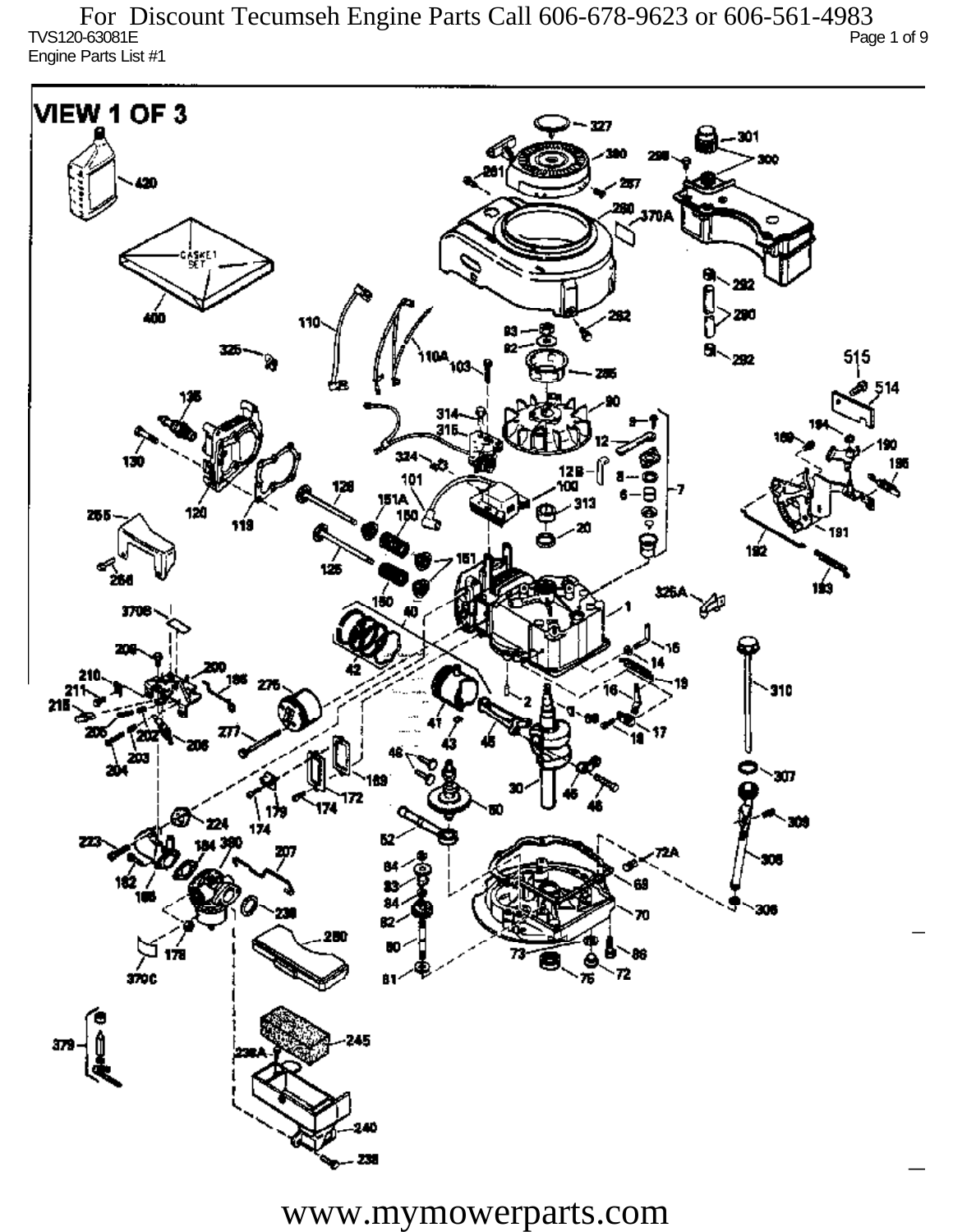For Discount Tecumseh Engine Parts Call 606-678-9623 or 606-561-4983

TVS120-63081E

Engine Parts List #1

# VIEW 1 OF 3

www.mymowerparts.com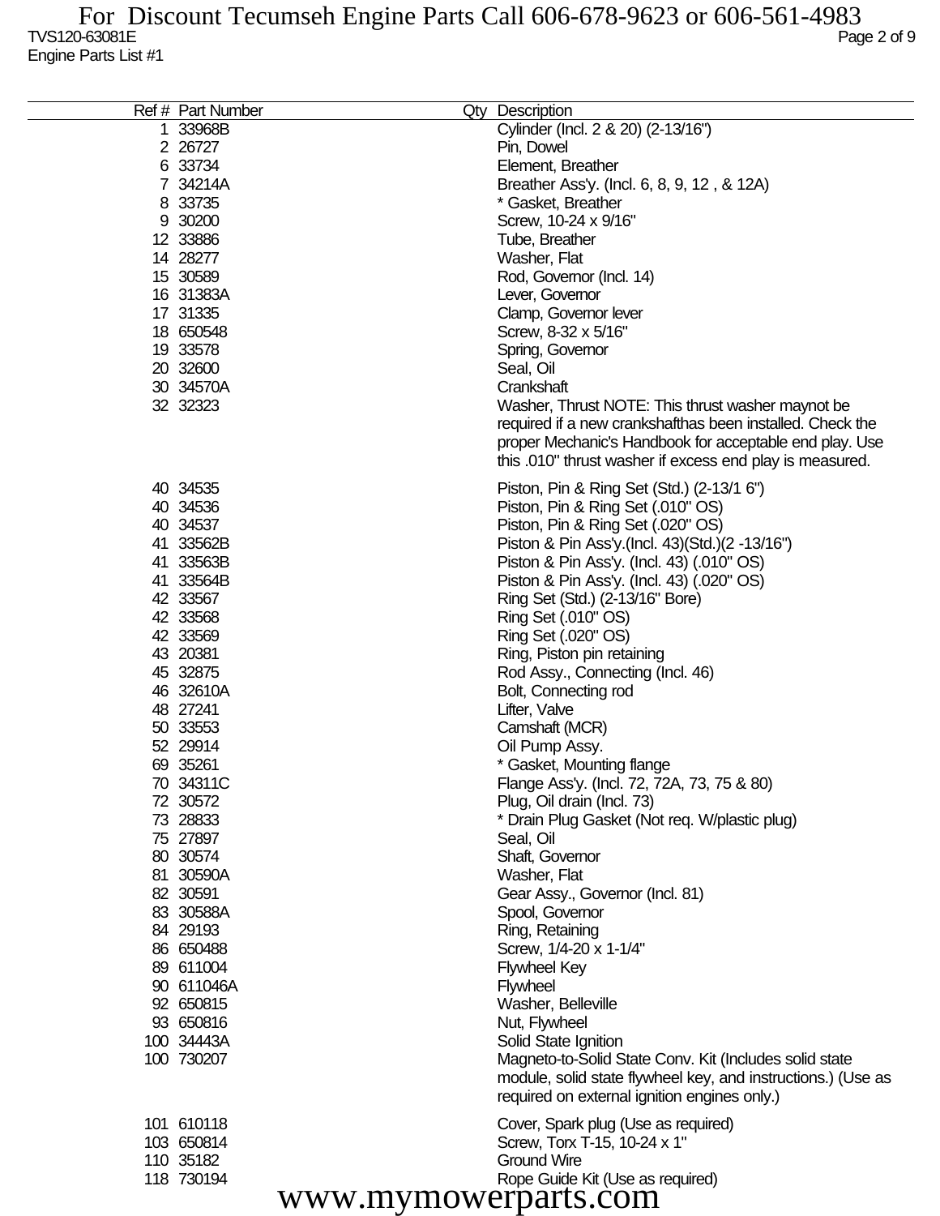TVS120-63081E

Engine Parts List #1

| Ref # | Part Number | Qty | Description |
|---|---|---|---|
| 1 | 33968B | | Cylinder (Incl. 2 & 20) (2-13/16") |
| 2 | 26727 | | Pin, Dowel |
| 6 | 33734 | | Element, Breather |
| 7 | 34214A | | Breather Ass'y. (Incl. 6, 8, 9, 12 , & 12A) |
| 8 | 33735 | | * Gasket, Breather |
| 9 | 30200 | | Screw, 10-24 x 9/16" |
| 12 | 33886 | | Tube, Breather |
| 14 | 28277 | | Washer, Flat |
| 15 | 30589 | | Rod, Governor (Incl. 14) |
| 16 | 31383A | | Lever, Governor |
| 17 | 31335 | | Clamp, Governor lever |
| 18 | 650548 | | Screw, 8-32 x 5/16" |
| 19 | 33578 | | Spring, Governor |
| 20 | 32600 | | Seal, Oil |
| 30 | 34570A | | Crankshaft |
| 32 | 32323 | | Washer, Thrust NOTE: This thrust washer maynot be required if a new crankshafthas been installed. Check the proper Mechanic's Handbook for acceptable end play. Use this .010" thrust washer if excess end play is measured. |
| 40 | 34535 | | Piston, Pin & Ring Set (Std.) (2-13/1 6") |
| 40 | 34536 | | Piston, Pin & Ring Set (.010" OS) |
| 40 | 34537 | | Piston, Pin & Ring Set (.020" OS) |
| 41 | 33562B | | Piston & Pin Ass'y.(Incl. 43)(Std.)(2 -13/16") |
| 41 | 33563B | | Piston & Pin Ass'y. (Incl. 43) (.010" OS) |
| 41 | 33564B | | Piston & Pin Ass'y. (Incl. 43) (.020" OS) |
| 42 | 33567 | | Ring Set (Std.) (2-13/16" Bore) |
| 42 | 33568 | | Ring Set (.010" OS) |
| 42 | 33569 | | Ring Set (.020" OS) |
| 43 | 20381 | | Ring, Piston pin retaining |
| 45 | 32875 | | Rod Assy., Connecting (Incl. 46) |
| 46 | 32610A | | Bolt, Connecting rod |
| 48 | 27241 | | Lifter, Valve |
| 50 | 33553 | | Camshaft (MCR) |
| 52 | 29914 | | Oil Pump Assy. |
| 69 | 35261 | | * Gasket, Mounting flange |
| 70 | 34311C | | Flange Ass'y. (Incl. 72, 72A, 73, 75 & 80) |
| 72 | 30572 | | Plug, Oil drain (Incl. 73) |
| 73 | 28833 | | * Drain Plug Gasket (Not req. W/plastic plug) |
| 75 | 27897 | | Seal, Oil |
| 80 | 30574 | | Shaft, Governor |
| 81 | 30590A | | Washer, Flat |
| 82 | 30591 | | Gear Assy., Governor (Incl. 81) |
| 83 | 30588A | | Spool, Governor |
| 84 | 29193 | | Ring, Retaining |
| 86 | 650488 | | Screw, 1/4-20 x 1-1/4" |
| 89 | 611004 | | Flywheel Key |
| 90 | 611046A | | Flywheel |
| 92 | 650815 | | Washer, Belleville |
| 93 | 650816 | | Nut, Flywheel |
| 100 | 34443A | | Solid State Ignition |
| 100 | 730207 | | Magneto-to-Solid State Conv. Kit (Includes solid state module, solid state flywheel key, and instructions.) (Use as required on external ignition engines only.) |
| 101 | 610118 | | Cover, Spark plug (Use as required) |
| 103 | 650814 | | Screw, Torx T-15, 10-24 x 1" |
| 110 | 35182 | | Ground Wire |
| 118 | 730194 | | Rope Guide Kit (Use as required) |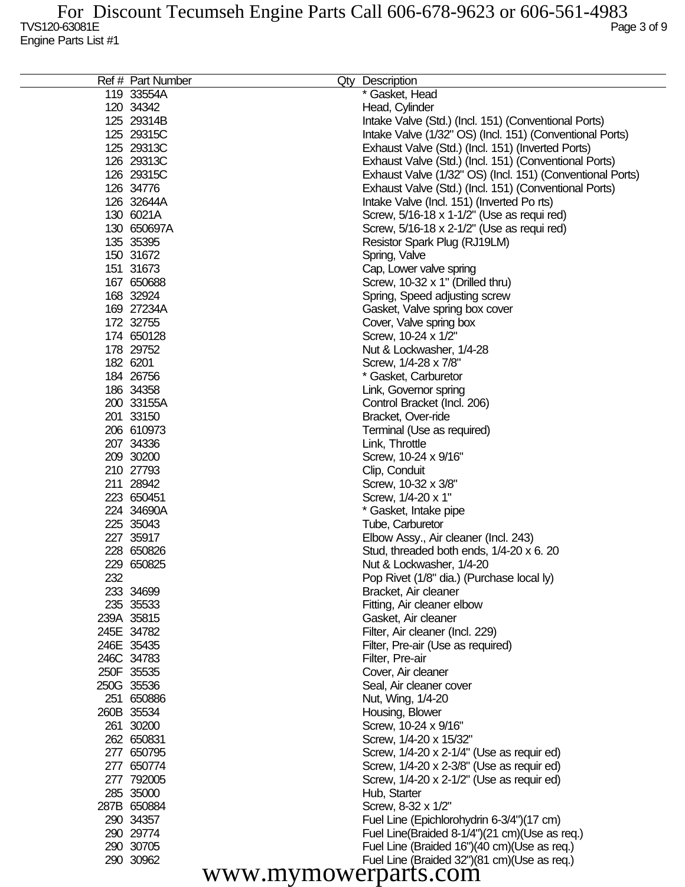| Ref # | Part Number | Qty | Description |
|---|---|---|---|
| 119 | 33554A | | * Gasket, Head |
| 120 | 34342 | | Head, Cylinder |
| 125 | 29314B | | Intake Valve (Std.) (Incl. 151) (Conventional Ports) |
| 125 | 29315C | | Intake Valve (1/32" OS) (Incl. 151) (Conventional Ports) |
| 125 | 29313C | | Exhaust Valve (Std.) (Incl. 151) (Inverted Ports) |
| 126 | 29313C | | Exhaust Valve (Std.) (Incl. 151) (Conventional Ports) |
| 126 | 29315C | | Exhaust Valve (1/32" OS) (Incl. 151) (Conventional Ports) |
| 126 | 34776 | | Exhaust Valve (Std.) (Incl. 151) (Conventional Ports) |
| 126 | 32644A | | Intake Valve (Incl. 151) (Inverted Po rts) |
| 130 | 6021A | | Screw, 5/16-18 x 1-1/2" (Use as requi red) |
| 130 | 650697A | | Screw, 5/16-18 x 2-1/2" (Use as requi red) |
| 135 | 35395 | | Resistor Spark Plug (RJ19LM) |
| 150 | 31672 | | Spring, Valve |
| 151 | 31673 | | Cap, Lower valve spring |
| 167 | 650688 | | Screw, 10-32 x 1" (Drilled thru) |
| 168 | 32924 | | Spring, Speed adjusting screw |
| 169 | 27234A | | Gasket, Valve spring box cover |
| 172 | 32755 | | Cover, Valve spring box |
| 174 | 650128 | | Screw, 10-24 x 1/2" |
| 178 | 29752 | | Nut & Lockwasher, 1/4-28 |
| 182 | 6201 | | Screw, 1/4-28 x 7/8" |
| 184 | 26756 | | * Gasket, Carburetor |
| 186 | 34358 | | Link, Governor spring |
| 200 | 33155A | | Control Bracket (Incl. 206) |
| 201 | 33150 | | Bracket, Over-ride |
| 206 | 610973 | | Terminal (Use as required) |
| 207 | 34336 | | Link, Throttle |
| 209 | 30200 | | Screw, 10-24 x 9/16" |
| 210 | 27793 | | Clip, Conduit |
| 211 | 28942 | | Screw, 10-32 x 3/8" |
| 223 | 650451 | | Screw, 1/4-20 x 1" |
| 224 | 34690A | | * Gasket, Intake pipe |
| 225 | 35043 | | Tube, Carburetor |
| 227 | 35917 | | Elbow Assy., Air cleaner (Incl. 243) |
| 228 | 650826 | | Stud, threaded both ends, 1/4-20 x 6. 20 |
| 229 | 650825 | | Nut & Lockwasher, 1/4-20 |
| 232 | | | Pop Rivet (1/8" dia.) (Purchase local ly) |
| 233 | 34699 | | Bracket, Air cleaner |
| 235 | 35533 | | Fitting, Air cleaner elbow |
| 239A | 35815 | | Gasket, Air cleaner |
| 245E | 34782 | | Filter, Air cleaner (Incl. 229) |
| 246E | 35435 | | Filter, Pre-air (Use as required) |
| 246C | 34783 | | Filter, Pre-air |
| 250F | 35535 | | Cover, Air cleaner |
| 250G | 35536 | | Seal, Air cleaner cover |
| 251 | 650886 | | Nut, Wing, 1/4-20 |
| 260B | 35534 | | Housing, Blower |
| 261 | 30200 | | Screw, 10-24 x 9/16" |
| 262 | 650831 | | Screw, 1/4-20 x 15/32" |
| 277 | 650795 | | Screw, 1/4-20 x 2-1/4" (Use as requir ed) |
| 277 | 650774 | | Screw, 1/4-20 x 2-3/8" (Use as requir ed) |
| 277 | 792005 | | Screw, 1/4-20 x 2-1/2" (Use as requir ed) |
| 285 | 35000 | | Hub, Starter |
| 287B | 650884 | | Screw, 8-32 x 1/2" |
| 290 | 34357 | | Fuel Line (Epichlorohydrin 6-3/4")(17 cm) |
| 290 | 29774 | | Fuel Line(Braided 8-1/4")(21 cm)(Use as req.) |
| 290 | 30705 | | Fuel Line (Braided 16")(40 cm)(Use as req.) |
| 290 | 30962 | | Fuel Line (Braided 32")(81 cm)(Use as req.) |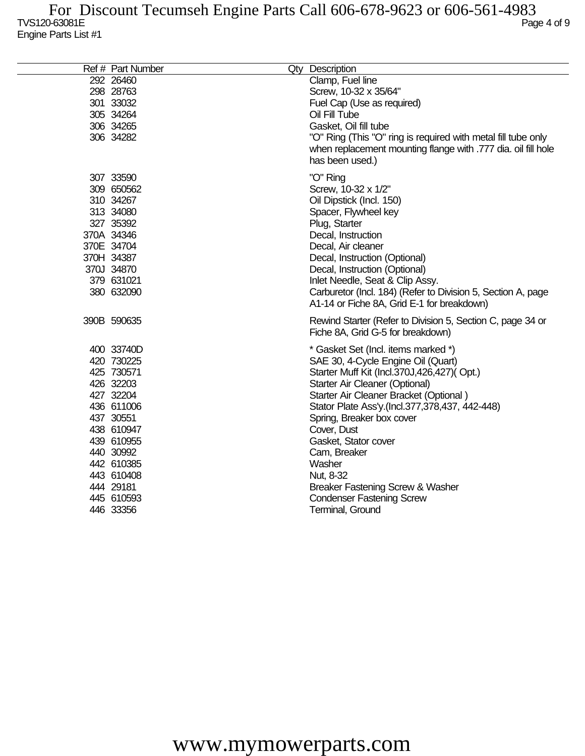| Ref # | Part Number | Qty | Description |
|---|---|---|---|
| 292 | 26460 | | Clamp, Fuel line |
| 298 | 28763 | | Screw, 10-32 x 35/64" |
| 301 | 33032 | | Fuel Cap (Use as required) |
| 305 | 34264 | | Oil Fill Tube |
| 306 | 34265 | | Gasket, Oil fill tube |
| 306 | 34282 | | "O" Ring (This "O" ring is required with metal fill tube only when replacement mounting flange with .777 dia. oil fill hole has been used.) |
| 307 | 33590 | | "O" Ring |
| 309 | 650562 | | Screw, 10-32 x 1/2" |
| 310 | 34267 | | Oil Dipstick (Incl. 150) |
| 313 | 34080 | | Spacer, Flywheel key |
| 327 | 35392 | | Plug, Starter |
| 370A | 34346 | | Decal, Instruction |
| 370E | 34704 | | Decal, Air cleaner |
| 370H | 34387 | | Decal, Instruction (Optional) |
| 370J | 34870 | | Decal, Instruction (Optional) |
| 379 | 631021 | | Inlet Needle, Seat & Clip Assy. |
| 380 | 632090 | | Carburetor (Incl. 184) (Refer to Division 5, Section A, page A1-14 or Fiche 8A, Grid E-1 for breakdown) |
| 390B | 590635 | | Rewind Starter (Refer to Division 5, Section C, page 34 or Fiche 8A, Grid G-5 for breakdown) |
| 400 | 33740D | | * Gasket Set (Incl. items marked *) |
| 420 | 730225 | | SAE 30, 4-Cycle Engine Oil (Quart) |
| 425 | 730571 | | Starter Muff Kit (Incl.370J,426,427)( Opt.) |
| 426 | 32203 | | Starter Air Cleaner (Optional) |
| 427 | 32204 | | Starter Air Cleaner Bracket (Optional ) |
| 436 | 611006 | | Stator Plate Ass'y.(Incl.377,378,437, 442-448) |
| 437 | 30551 | | Spring, Breaker box cover |
| 438 | 610947 | | Cover, Dust |
| 439 | 610955 | | Gasket, Stator cover |
| 440 | 30992 | | Cam, Breaker |
| 442 | 610385 | | Washer |
| 443 | 610408 | | Nut, 8-32 |
| 444 | 29181 | | Breaker Fastening Screw & Washer |
| 445 | 610593 | | Condenser Fastening Screw |
| 446 | 33356 | | Terminal, Ground |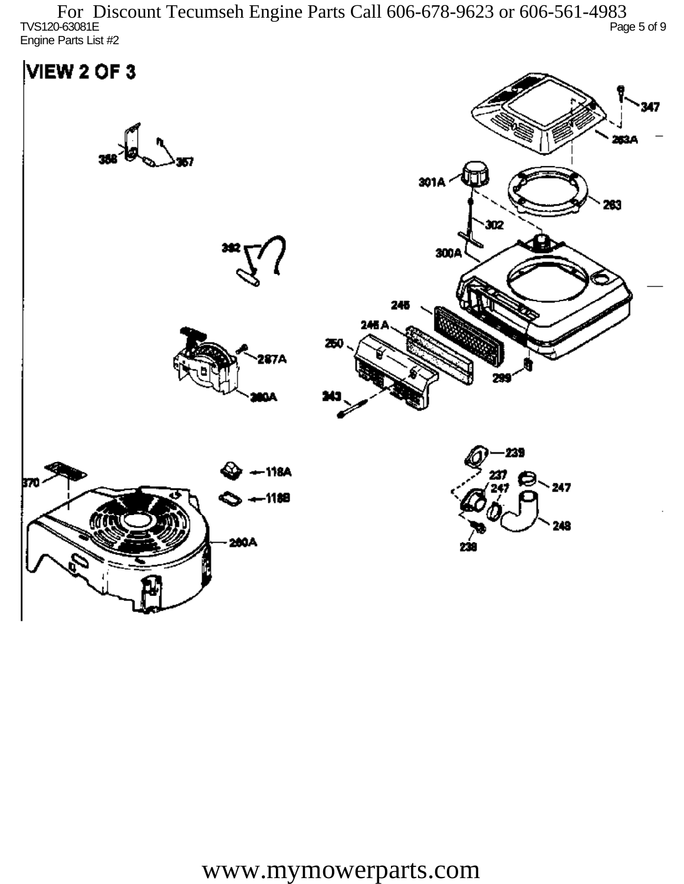For Discount Tecumseh Engine Parts Call 606-678-9623 or 606-561-4983

TVS120-63081E

Engine Parts List #2

VIEW 2 OF 3

www.mymowerparts.com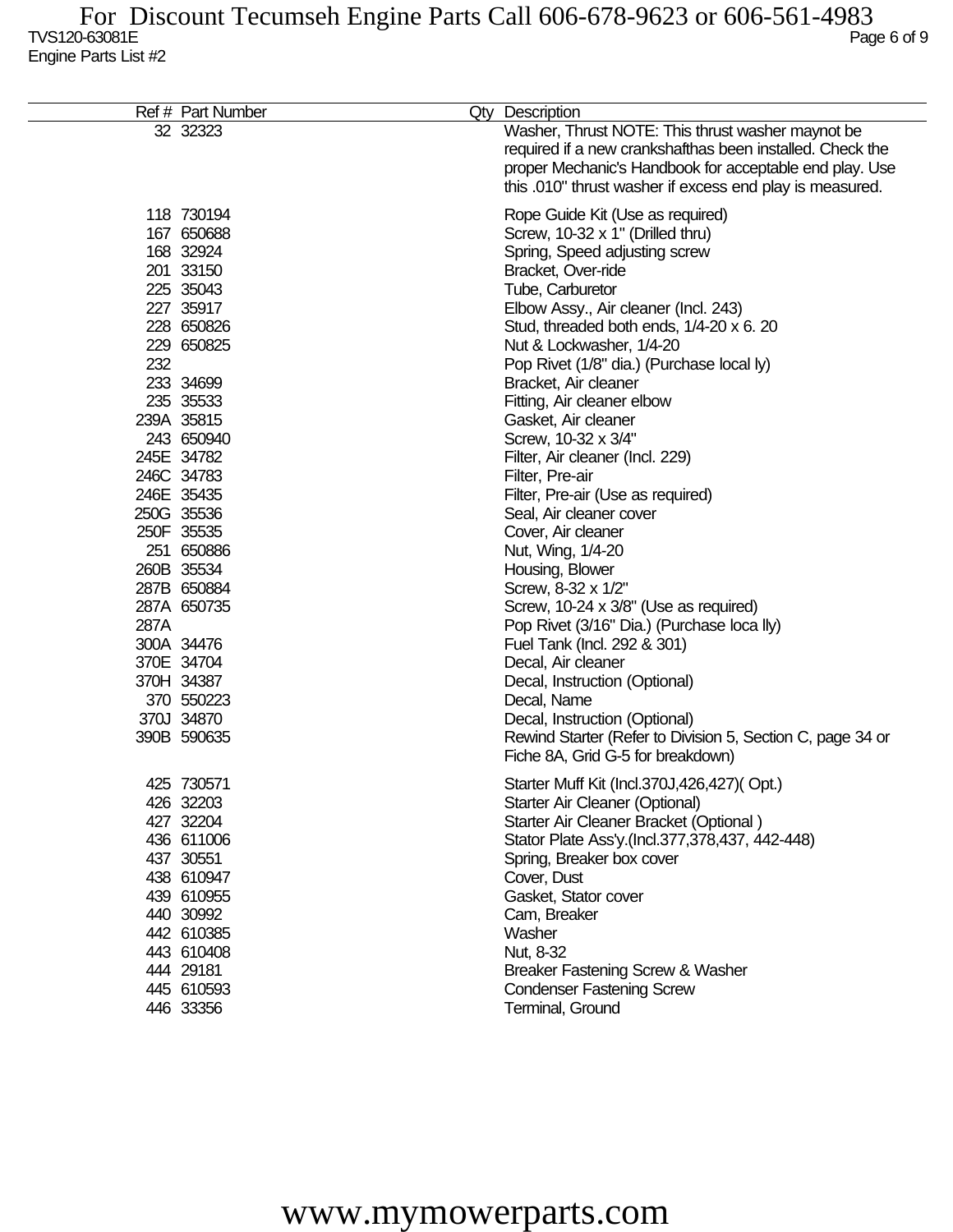| Ref # | Part Number | Qty | Description |
|---|---|---|---|
| 32 | 32323 | | Washer, Thrust NOTE: This thrust washer maynot be required if a new crankshafthas been installed. Check the proper Mechanic's Handbook for acceptable end play. Use this .010" thrust washer if excess end play is measured. |
| 118 | 730194 | | Rope Guide Kit (Use as required) |
| 167 | 650688 | | Screw, 10-32 x 1" (Drilled thru) |
| 168 | 32924 | | Spring, Speed adjusting screw |
| 201 | 33150 | | Bracket, Over-ride |
| 225 | 35043 | | Tube, Carburetor |
| 227 | 35917 | | Elbow Assy., Air cleaner (Incl. 243) |
| 228 | 650826 | | Stud, threaded both ends, 1/4-20 x 6. 20 |
| 229 | 650825 | | Nut & Lockwasher, 1/4-20 |
| 232 | | | Pop Rivet (1/8" dia.) (Purchase local ly) |
| 233 | 34699 | | Bracket, Air cleaner |
| 235 | 35533 | | Fitting, Air cleaner elbow |
| 239A | 35815 | | Gasket, Air cleaner |
| 243 | 650940 | | Screw, 10-32 x 3/4" |
| 245E | 34782 | | Filter, Air cleaner (Incl. 229) |
| 246C | 34783 | | Filter, Pre-air |
| 246E | 35435 | | Filter, Pre-air (Use as required) |
| 250G | 35536 | | Seal, Air cleaner cover |
| 250F | 35535 | | Cover, Air cleaner |
| 251 | 650886 | | Nut, Wing, 1/4-20 |
| 260B | 35534 | | Housing, Blower |
| 287B | 650884 | | Screw, 8-32 x 1/2" |
| 287A | 650735 | | Screw, 10-24 x 3/8" (Use as required) |
| 287A | | | Pop Rivet (3/16" Dia.) (Purchase loca lly) |
| 300A | 34476 | | Fuel Tank (Incl. 292 & 301) |
| 370E | 34704 | | Decal, Air cleaner |
| 370H | 34387 | | Decal, Instruction (Optional) |
| 370 | 550223 | | Decal, Name |
| 370J | 34870 | | Decal, Instruction (Optional) |
| 390B | 590635 | | Rewind Starter (Refer to Division 5, Section C, page 34 or Fiche 8A, Grid G-5 for breakdown) |
| 425 | 730571 | | Starter Muff Kit (Incl.370J,426,427)( Opt.) |
| 426 | 32203 | | Starter Air Cleaner (Optional) |
| 427 | 32204 | | Starter Air Cleaner Bracket (Optional ) |
| 436 | 611006 | | Stator Plate Ass'y.(Incl.377,378,437, 442-448) |
| 437 | 30551 | | Spring, Breaker box cover |
| 438 | 610947 | | Cover, Dust |
| 439 | 610955 | | Gasket, Stator cover |
| 440 | 30992 | | Cam, Breaker |
| 442 | 610385 | | Washer |
| 443 | 610408 | | Nut, 8-32 |
| 444 | 29181 | | Breaker Fastening Screw & Washer |
| 445 | 610593 | | Condenser Fastening Screw |
| 446 | 33356 | | Terminal, Ground |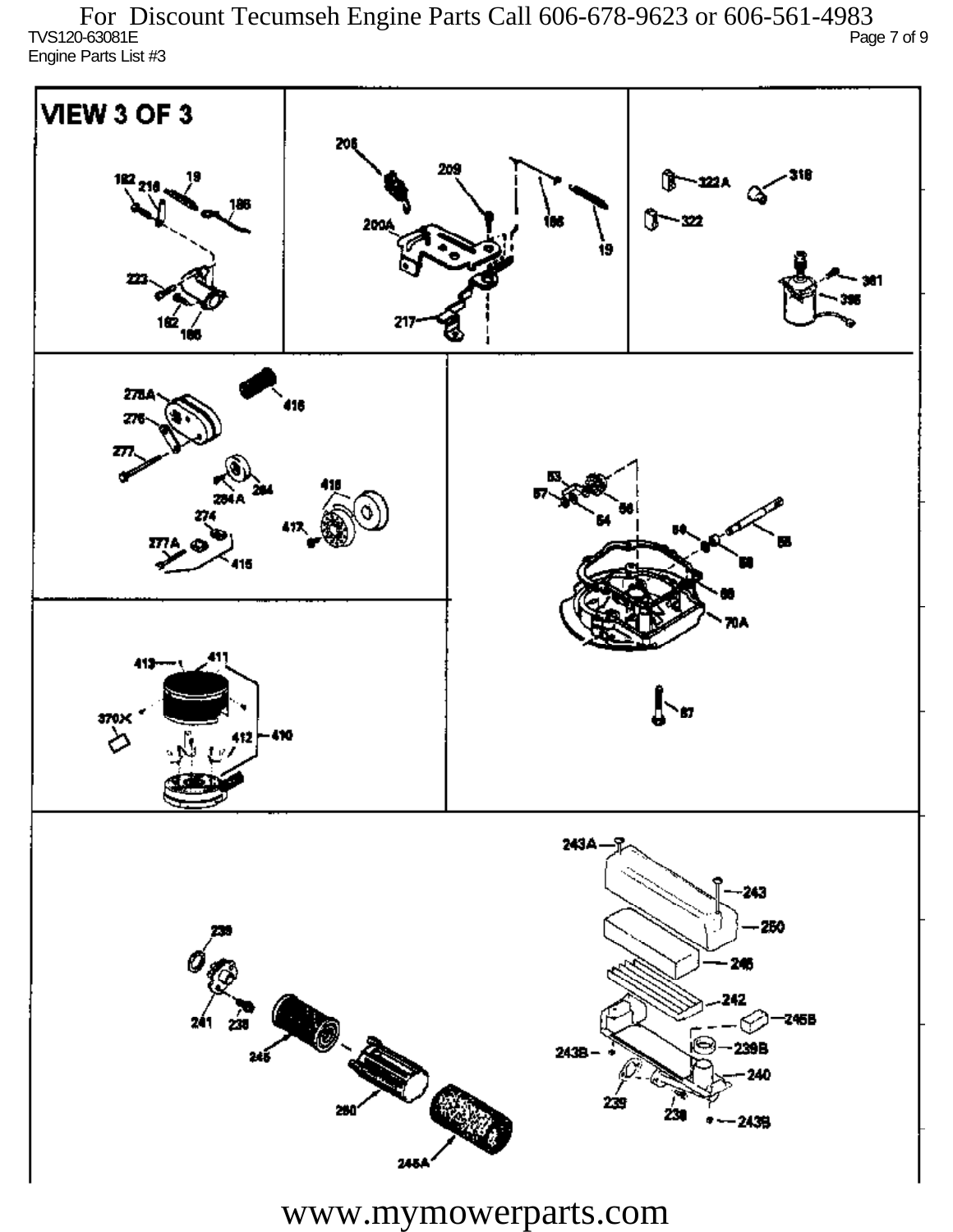For Discount Tecumseh Engine Parts Call 606-678-9623 or 606-561-4983

TVS120-63081E

Engine Parts List #3

VIEW 3 OF 3

www.mymowerparts.com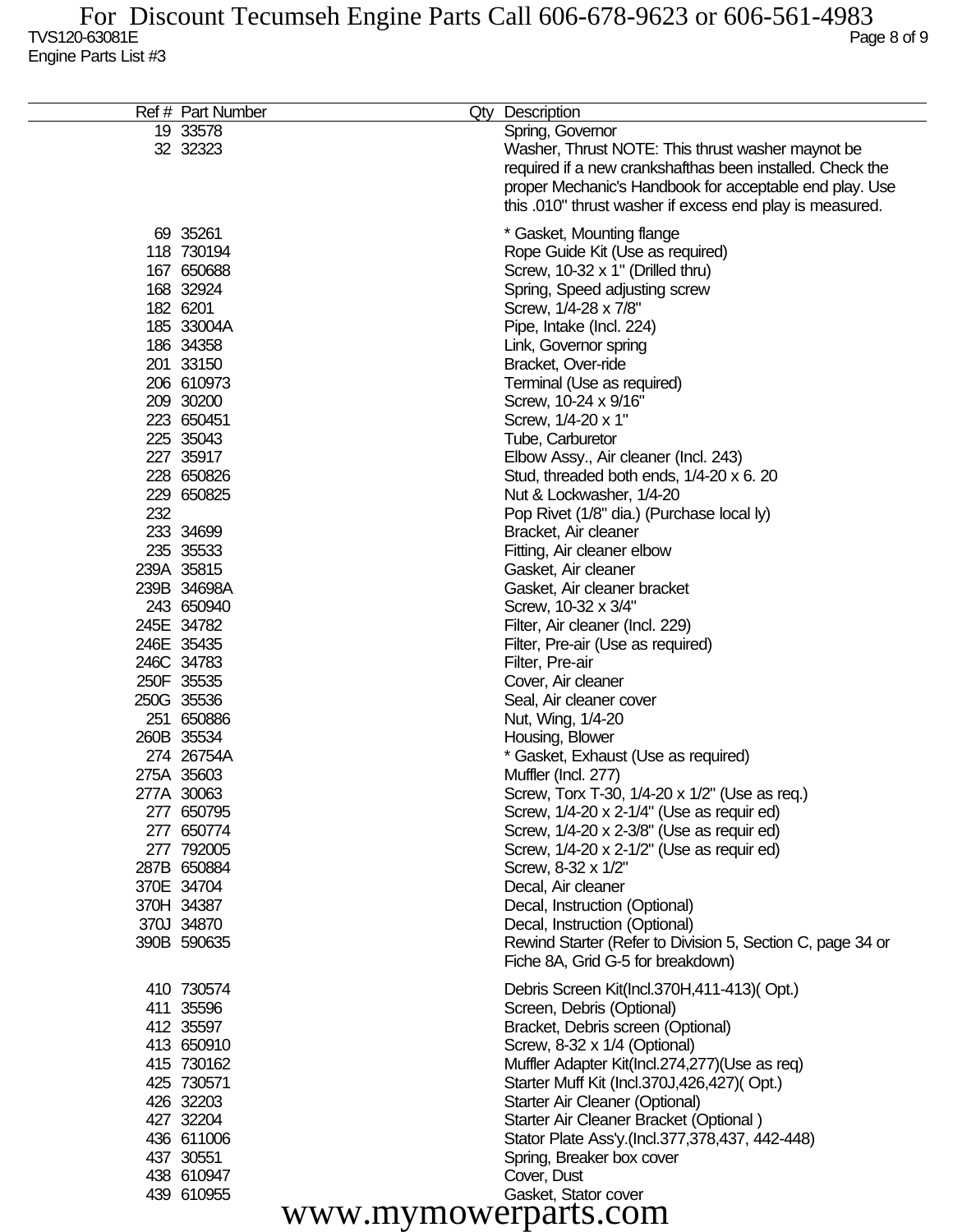TVS120-63081E

Engine Parts List #3

| Ref # | Part Number | Qty | Description |
|---|---|---|---|
| 19 | 33578 | | Spring, Governor |
| 32 | 32323 | | Washer, Thrust NOTE: This thrust washer maynot be required if a new crankshafthas been installed. Check the proper Mechanic's Handbook for acceptable end play. Use this .010" thrust washer if excess end play is measured. |
| 69 | 35261 | | * Gasket, Mounting flange |
| 118 | 730194 | | Rope Guide Kit (Use as required) |
| 167 | 650688 | | Screw, 10-32 x 1" (Drilled thru) |
| 168 | 32924 | | Spring, Speed adjusting screw |
| 182 | 6201 | | Screw, 1/4-28 x 7/8" |
| 185 | 33004A | | Pipe, Intake (Incl. 224) |
| 186 | 34358 | | Link, Governor spring |
| 201 | 33150 | | Bracket, Over-ride |
| 206 | 610973 | | Terminal (Use as required) |
| 209 | 30200 | | Screw, 10-24 x 9/16" |
| 223 | 650451 | | Screw, 1/4-20 x 1" |
| 225 | 35043 | | Tube, Carburetor |
| 227 | 35917 | | Elbow Assy., Air cleaner (Incl. 243) |
| 228 | 650826 | | Stud, threaded both ends, 1/4-20 x 6. 20 |
| 229 | 650825 | | Nut & Lockwasher, 1/4-20 |
| 232 | | | Pop Rivet (1/8" dia.) (Purchase local ly) |
| 233 | 34699 | | Bracket, Air cleaner |
| 235 | 35533 | | Fitting, Air cleaner elbow |
| 239A | 35815 | | Gasket, Air cleaner |
| 239B | 34698A | | Gasket, Air cleaner bracket |
| 243 | 650940 | | Screw, 10-32 x 3/4" |
| 245E | 34782 | | Filter, Air cleaner (Incl. 229) |
| 246E | 35435 | | Filter, Pre-air (Use as required) |
| 246C | 34783 | | Filter, Pre-air |
| 250F | 35535 | | Cover, Air cleaner |
| 250G | 35536 | | Seal, Air cleaner cover |
| 251 | 650886 | | Nut, Wing, 1/4-20 |
| 260B | 35534 | | Housing, Blower |
| 274 | 26754A | | * Gasket, Exhaust (Use as required) |
| 275A | 35603 | | Muffler (Incl. 277) |
| 277A | 30063 | | Screw, Torx T-30, 1/4-20 x 1/2" (Use as req.) |
| 277 | 650795 | | Screw, 1/4-20 x 2-1/4" (Use as requir ed) |
| 277 | 650774 | | Screw, 1/4-20 x 2-3/8" (Use as requir ed) |
| 277 | 792005 | | Screw, 1/4-20 x 2-1/2" (Use as requir ed) |
| 287B | 650884 | | Screw, 8-32 x 1/2" |
| 370E | 34704 | | Decal, Air cleaner |
| 370H | 34387 | | Decal, Instruction (Optional) |
| 370J | 34870 | | Decal, Instruction (Optional) |
| 390B | 590635 | | Rewind Starter (Refer to Division 5, Section C, page 34 or Fiche 8A, Grid G-5 for breakdown) |
| 410 | 730574 | | Debris Screen Kit(Incl.370H,411-413)( Opt.) |
| 411 | 35596 | | Screen, Debris (Optional) |
| 412 | 35597 | | Bracket, Debris screen (Optional) |
| 413 | 650910 | | Screw, 8-32 x 1/4 (Optional) |
| 415 | 730162 | | Muffler Adapter Kit(Incl.274,277)(Use as req) |
| 425 | 730571 | | Starter Muff Kit (Incl.370J,426,427)( Opt.) |
| 426 | 32203 | | Starter Air Cleaner (Optional) |
| 427 | 32204 | | Starter Air Cleaner Bracket (Optional ) |
| 436 | 611006 | | Stator Plate Ass'y.(Incl.377,378,437, 442-448) |
| 437 | 30551 | | Spring, Breaker box cover |
| 438 | 610947 | | Cover, Dust |
| 439 | 610955 | | Gasket, Stator cover |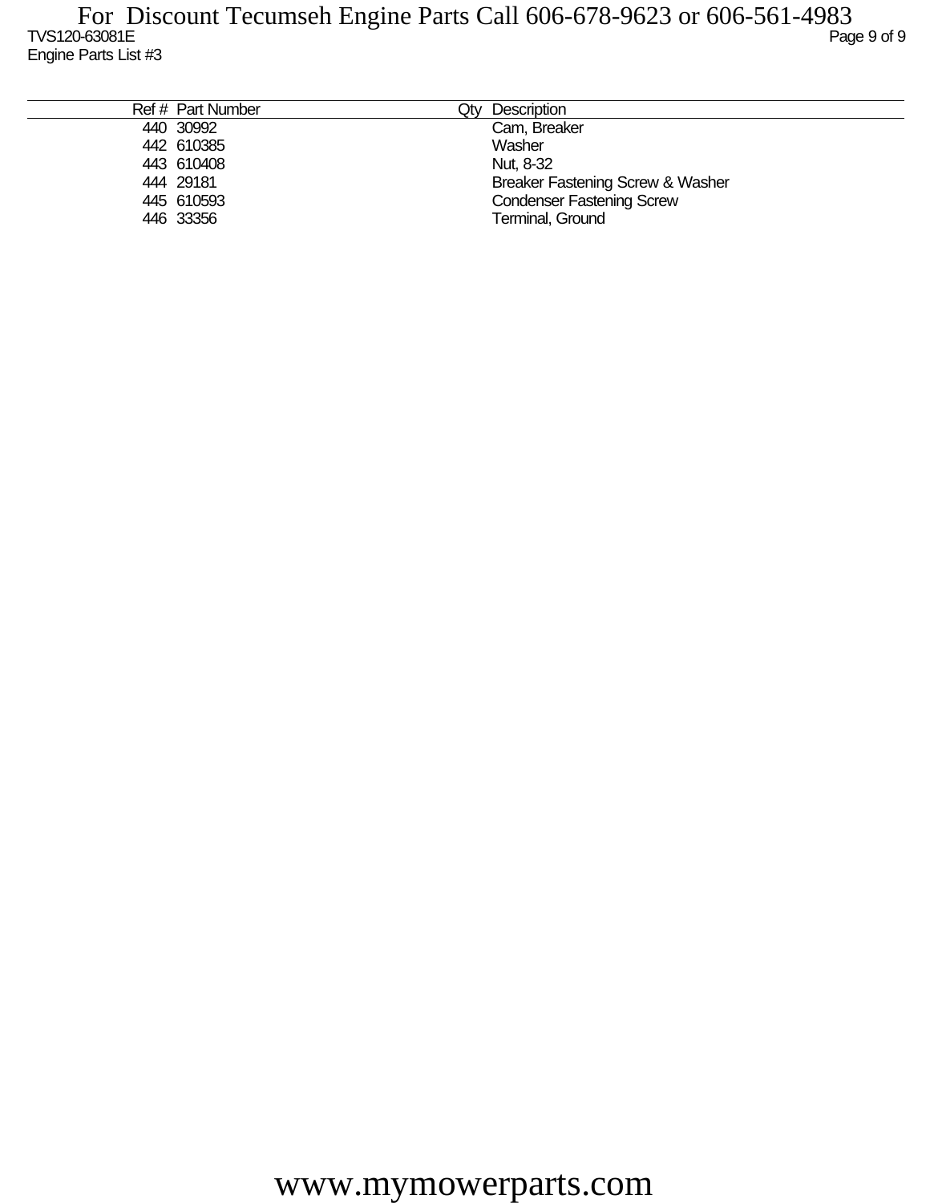For Discount Tecumseh Engine Parts Call 606-678-9623 or 606-561-4983

TVS120-63081E

Engine Parts List #3

| Ref # | Part Number | Qty | Description |
|---|---|---|---|
| 440 | 30992 | | Cam, Breaker |
| 442 | 610385 | | Washer |
| 443 | 610408 | | Nut, 8-32 |
| 444 | 29181 | | Breaker Fastening Screw & Washer |
| 445 | 610593 | | Condenser Fastening Screw |
| 446 | 33356 | | Terminal, Ground |

www.mymowerparts.com